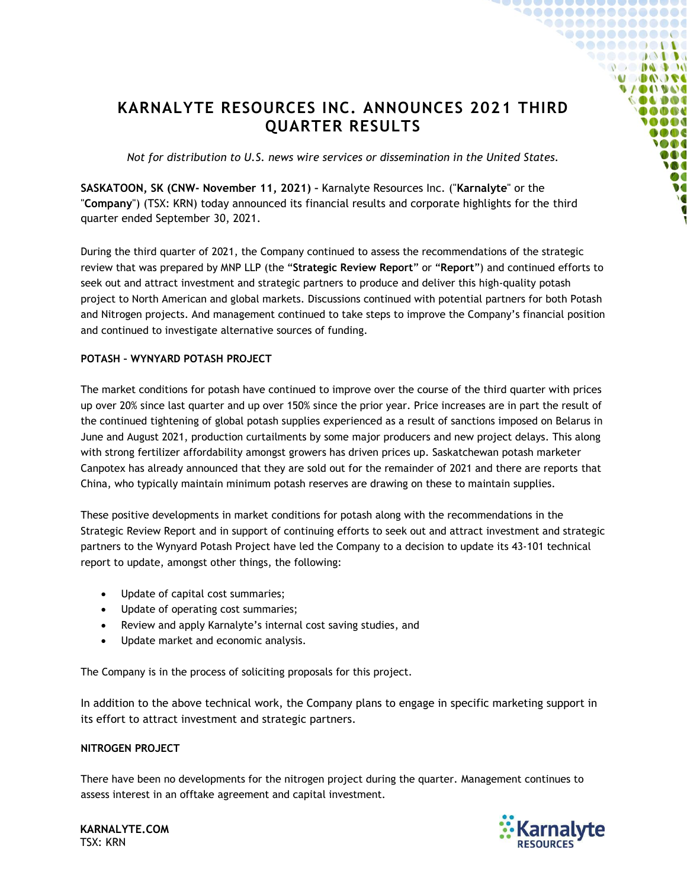# KARNALYTE RESOURCES INC. ANNOUNCES 2021 THIRD QUARTER RESULTS

*Not for distribution to U.S. news wire services or dissemination in the United States.*

**SASKATOON, SK (CNW- November 11, 2021)** – Karnalyte Resources Inc. ("**Karnalyte**" or the "**Company**") (TSX: KRN) today announced its financial results and corporate highlights for the third quarter ended September 30, 2021.

During the third quarter of 2021, the Company continued to assess the recommendations of the strategic review that was prepared by MNP LLP (the "**Strategic Review Report**" or "**Report**") and continued efforts to seek out and attract investment and strategic partners to produce and deliver this high-quality potash project to North American and global markets. Discussions continued with potential partners for both Potash and Nitrogen projects. And management continued to take steps to improve the Company's financial position and continued to investigate alternative sources of funding.

**POTASH – WYNYARD POTASH PROJECT**

The market conditions for potash have continued to improve over the course of the third quarter with prices up over 20% since last quarter and up over 150% since the prior year. Price increases are in part the result of the continued tightening of global potash supplies experienced as a result of sanctions imposed on Belarus in June and August 2021, production curtailments by some major producers and new project delays. This along with strong fertilizer affordability amongst growers has driven prices up. Saskatchewan potash marketer Canpotex has already announced that they are sold out for the remainder of 2021 and there are reports that China, who typically maintain minimum potash reserves are drawing on these to maintain supplies.

These positive developments in market conditions for potash along with the recommendations in the Strategic Review Report and in support of continuing efforts to seek out and attract investment and strategic partners to the Wynyard Potash Project have led the Company to a decision to update its 43-101 technical report to update, amongst other things, the following:

- Update of capital cost summaries;
- Update of operating cost summaries;
- Review and apply Karnalyte's internal cost saving studies, and
- Update market and economic analysis.

The Company is in the process of soliciting proposals for this project.

In addition to the above technical work, the Company plans to engage in specific marketing support in its effort to attract investment and strategic partners.

**NITROGEN PROJECT**

There have been no developments for the nitrogen project during the quarter. Management continues to assess interest in an offtake agreement and capital investment.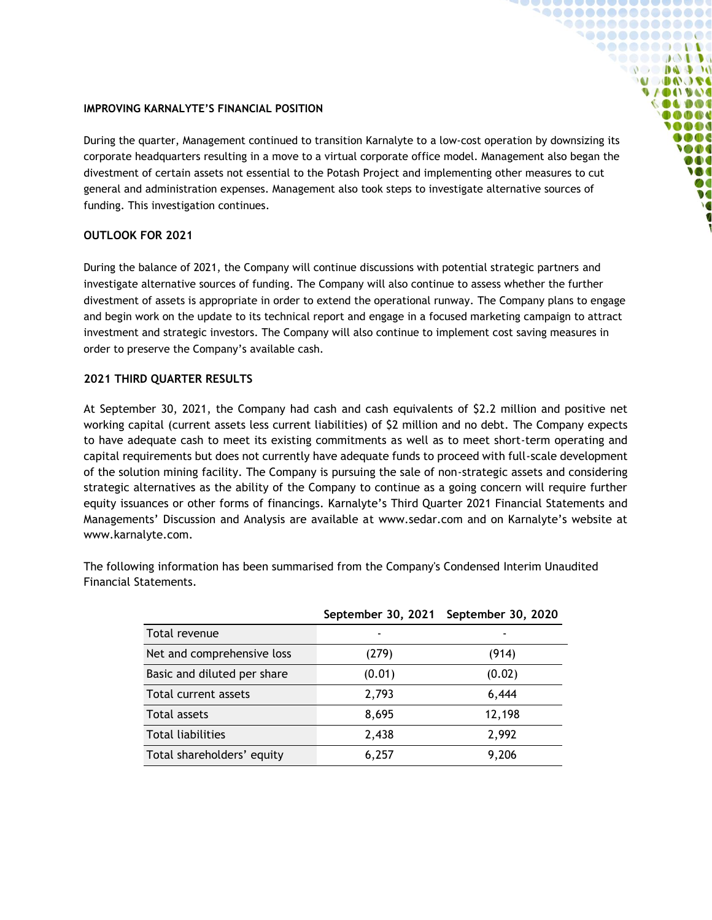## IMPROVING KARNALYTE'S FINANCIAL POSITION

During the quarter, Management continued to transition Karnalyte to a low-cost operation by downsizing its corporate headquarters resulting in a move to a virtual corporate office model. Management also began the divestment of certain assets not essential to the Potash Project and implementing other measures to cut general and administration expenses. Management also took steps to investigate alternative sources of funding. This investigation continues.

## OUTLOOK FOR 2021

During the balance of 2021, the Company will continue discussions with potential strategic partners and investigate alternative sources of funding. The Company will also continue to assess whether the further divestment of assets is appropriate in order to extend the operational runway. The Company plans to engage and begin work on the update to its technical report and engage in a focused marketing campaign to attract investment and strategic investors. The Company will also continue to implement cost saving measures in order to preserve the Company's available cash.

## 2021 THIRD QUARTER RESULTS

At September 30, 2021, the Company had cash and cash equivalents of $2.2 million and positive net working capital (current assets less current liabilities) of $2 million and no debt. The Company expects to have adequate cash to meet its existing commitments as well as to meet short-term operating and capital requirements but does not currently have adequate funds to proceed with full-scale development of the solution mining facility. The Company is pursuing the sale of non-strategic assets and considering strategic alternatives as the ability of the Company to continue as a going concern will require further equity issuances or other forms of financings. Karnalyte's Third Quarter 2021 Financial Statements and Managements' Discussion and Analysis are available at www.sedar.com and on Karnalyte's website at www.karnalyte.com.

The following information has been summarised from the Company's Condensed Interim Unaudited Financial Statements.

| | September 30, 2021 | September 30, 2020 |
|---|---|---|
| Total revenue | - | - |
| Net and comprehensive loss | (279) | (914) |
| Basic and diluted per share | (0.01) | (0.02) |
| Total current assets | 2,793 | 6,444 |
| Total assets | 8,695 | 12,198 |
| Total liabilities | 2,438 | 2,992 |
| Total shareholders' equity | 6,257 | 9,206 |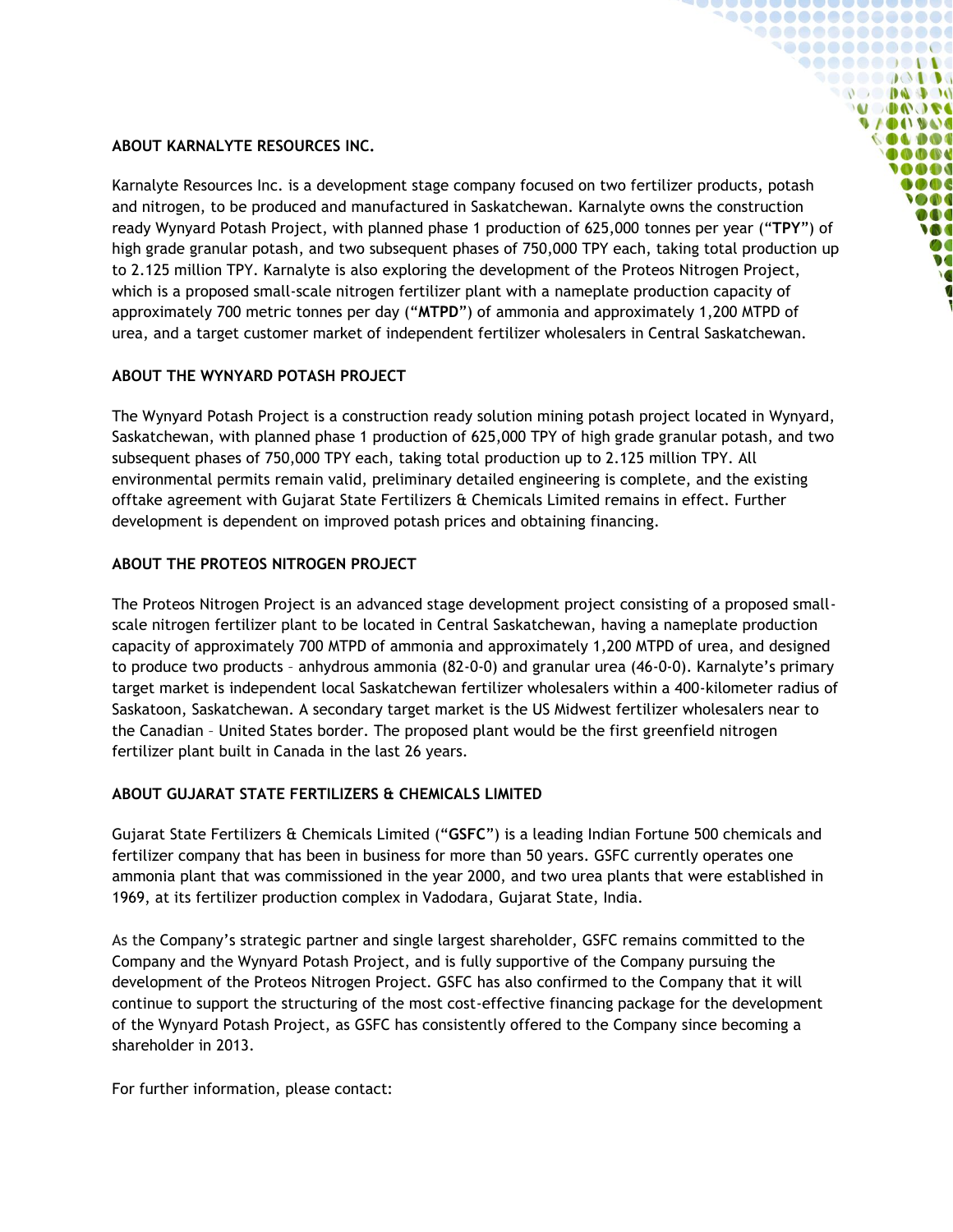## ABOUT KARNALYTE RESOURCES INC.

Karnalyte Resources Inc. is a development stage company focused on two fertilizer products, potash and nitrogen, to be produced and manufactured in Saskatchewan. Karnalyte owns the construction ready Wynyard Potash Project, with planned phase 1 production of 625,000 tonnes per year ("**TPY**") of high grade granular potash, and two subsequent phases of 750,000 TPY each, taking total production up to 2.125 million TPY. Karnalyte is also exploring the development of the Proteos Nitrogen Project, which is a proposed small-scale nitrogen fertilizer plant with a nameplate production capacity of approximately 700 metric tonnes per day ("**MTPD**") of ammonia and approximately 1,200 MTPD of urea, and a target customer market of independent fertilizer wholesalers in Central Saskatchewan.

## ABOUT THE WYNYARD POTASH PROJECT

The Wynyard Potash Project is a construction ready solution mining potash project located in Wynyard, Saskatchewan, with planned phase 1 production of 625,000 TPY of high grade granular potash, and two subsequent phases of 750,000 TPY each, taking total production up to 2.125 million TPY. All environmental permits remain valid, preliminary detailed engineering is complete, and the existing offtake agreement with Gujarat State Fertilizers & Chemicals Limited remains in effect. Further development is dependent on improved potash prices and obtaining financing.

## ABOUT THE PROTEOS NITROGEN PROJECT

The Proteos Nitrogen Project is an advanced stage development project consisting of a proposed small-scale nitrogen fertilizer plant to be located in Central Saskatchewan, having a nameplate production capacity of approximately 700 MTPD of ammonia and approximately 1,200 MTPD of urea, and designed to produce two products – anhydrous ammonia (82-0-0) and granular urea (46-0-0). Karnalyte's primary target market is independent local Saskatchewan fertilizer wholesalers within a 400-kilometer radius of Saskatoon, Saskatchewan. A secondary target market is the US Midwest fertilizer wholesalers near to the Canadian – United States border. The proposed plant would be the first greenfield nitrogen fertilizer plant built in Canada in the last 26 years.

## ABOUT GUJARAT STATE FERTILIZERS & CHEMICALS LIMITED

Gujarat State Fertilizers & Chemicals Limited ("**GSFC**") is a leading Indian Fortune 500 chemicals and fertilizer company that has been in business for more than 50 years. GSFC currently operates one ammonia plant that was commissioned in the year 2000, and two urea plants that were established in 1969, at its fertilizer production complex in Vadodara, Gujarat State, India.

As the Company's strategic partner and single largest shareholder, GSFC remains committed to the Company and the Wynyard Potash Project, and is fully supportive of the Company pursuing the development of the Proteos Nitrogen Project. GSFC has also confirmed to the Company that it will continue to support the structuring of the most cost-effective financing package for the development of the Wynyard Potash Project, as GSFC has consistently offered to the Company since becoming a shareholder in 2013.

For further information, please contact: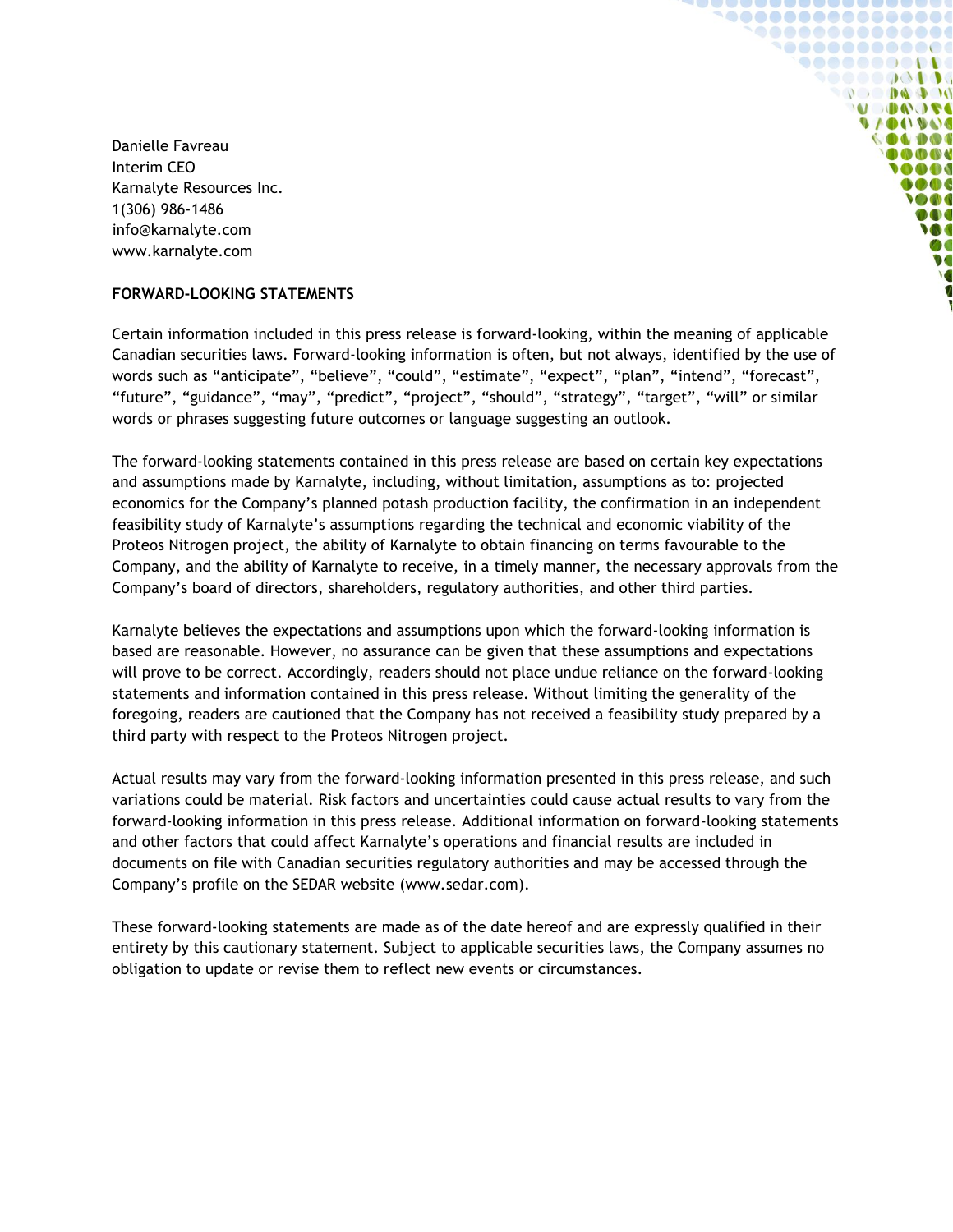Danielle Favreau
Interim CEO
Karnalyte Resources Inc.
1(306) 986-1486
info@karnalyte.com
www.karnalyte.com

**FORWARD-LOOKING STATEMENTS**

Certain information included in this press release is forward-looking, within the meaning of applicable Canadian securities laws. Forward-looking information is often, but not always, identified by the use of words such as “anticipate”, “believe”, “could”, “estimate”, “expect”, “plan”, “intend”, “forecast”, “future”, “guidance”, “may”, “predict”, “project”, “should”, “strategy”, “target”, “will” or similar words or phrases suggesting future outcomes or language suggesting an outlook.

The forward-looking statements contained in this press release are based on certain key expectations and assumptions made by Karnalyte, including, without limitation, assumptions as to: projected economics for the Company’s planned potash production facility, the confirmation in an independent feasibility study of Karnalyte’s assumptions regarding the technical and economic viability of the Proteos Nitrogen project, the ability of Karnalyte to obtain financing on terms favourable to the Company, and the ability of Karnalyte to receive, in a timely manner, the necessary approvals from the Company’s board of directors, shareholders, regulatory authorities, and other third parties.

Karnalyte believes the expectations and assumptions upon which the forward-looking information is based are reasonable. However, no assurance can be given that these assumptions and expectations will prove to be correct. Accordingly, readers should not place undue reliance on the forward-looking statements and information contained in this press release. Without limiting the generality of the foregoing, readers are cautioned that the Company has not received a feasibility study prepared by a third party with respect to the Proteos Nitrogen project.

Actual results may vary from the forward-looking information presented in this press release, and such variations could be material. Risk factors and uncertainties could cause actual results to vary from the forward-looking information in this press release. Additional information on forward-looking statements and other factors that could affect Karnalyte’s operations and financial results are included in documents on file with Canadian securities regulatory authorities and may be accessed through the Company’s profile on the SEDAR website (www.sedar.com).

These forward-looking statements are made as of the date hereof and are expressly qualified in their entirety by this cautionary statement. Subject to applicable securities laws, the Company assumes no obligation to update or revise them to reflect new events or circumstances.